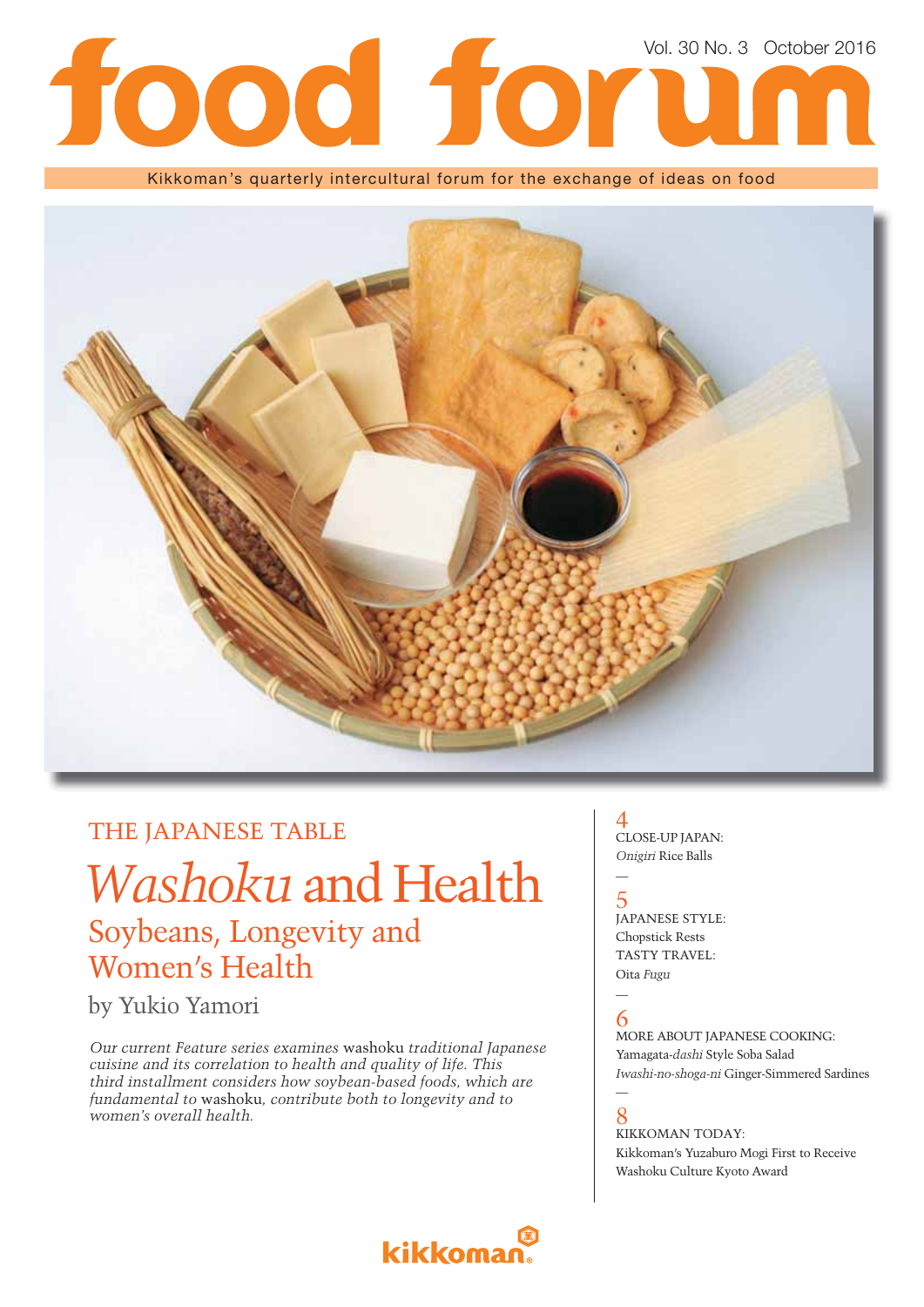# food forum

Vol. 30 No. 3 October 2016

Kikkoman's quarterly intercultural forum for the exchange of ideas on food

THE JAPANESE TABLE

## *Washoku* and Health

### Soybeans, Longevity and Women's Health

by Yukio Yamori

*Our current Feature series examines* washoku *traditional Japanese cuisine and its correlation to health and quality of life. This third installment considers how soybean-based foods, which are fundamental to* washoku*, contribute both to longevity and to women's overall health.*

4
CLOSE-UP JAPAN:
*Onigiri* Rice Balls

5
JAPANESE STYLE:
Chopstick Rests
TASTY TRAVEL:
Oita *Fugu*

6
MORE ABOUT JAPANESE COOKING:
Yamagata-*dashi* Style Soba Salad
*Iwashi-no-shoga-ni* Ginger-Simmered Sardines

8
KIKKOMAN TODAY:
Kikkoman's Yuzaburo Mogi First to Receive Washoku Culture Kyoto Award

kikkoman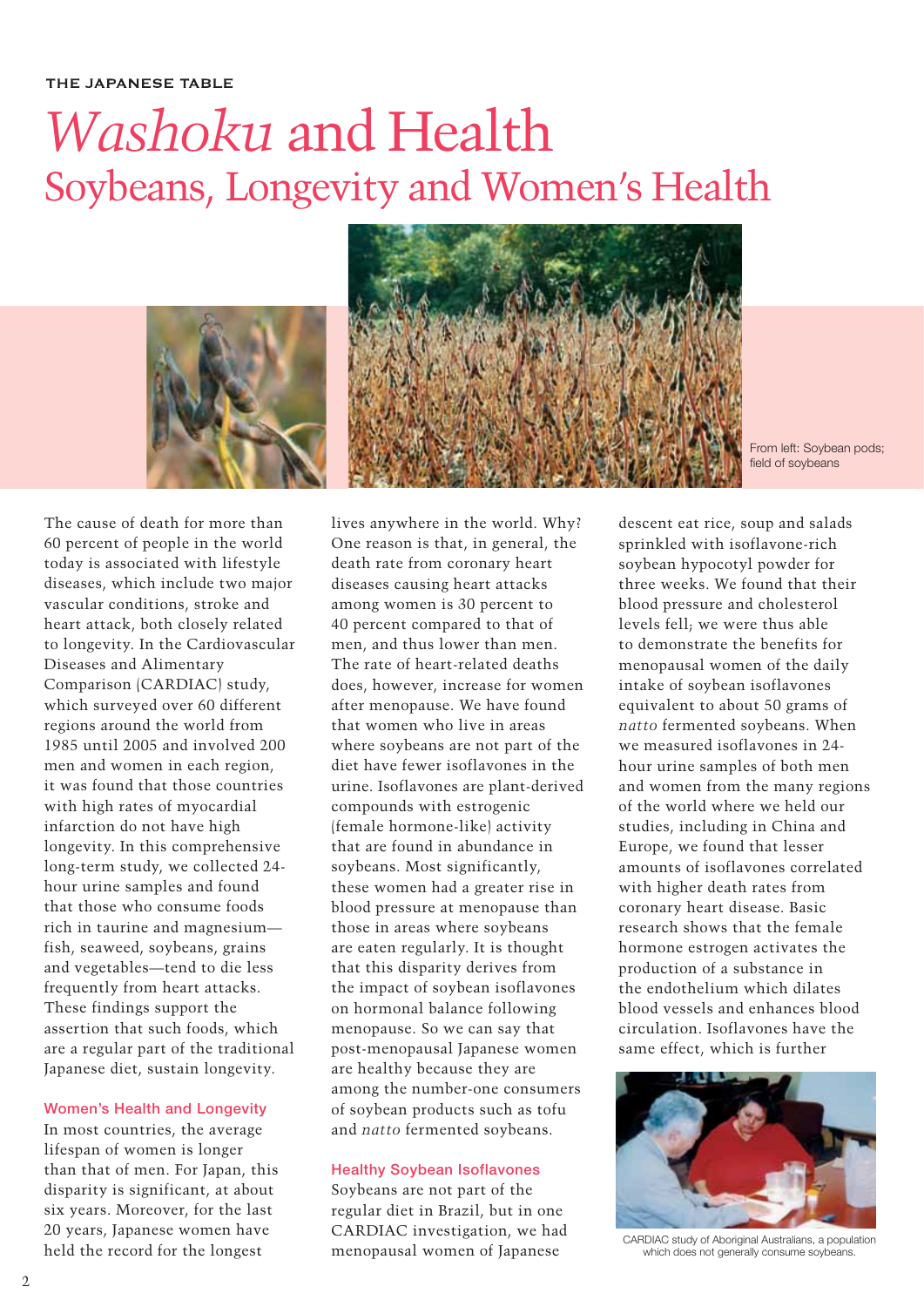THE JAPANESE TABLE

# *Washoku* and Health

## Soybeans, Longevity and Women's Health

From left: Soybean pods; field of soybeans

The cause of death for more than 60 percent of people in the world today is associated with lifestyle diseases, which include two major vascular conditions, stroke and heart attack, both closely related to longevity. In the Cardiovascular Diseases and Alimentary Comparison (CARDIAC) study, which surveyed over 60 different regions around the world from 1985 until 2005 and involved 200 men and women in each region, it was found that those countries with high rates of myocardial infarction do not have high longevity. In this comprehensive long-term study, we collected 24-hour urine samples and found that those who consume foods rich in taurine and magnesium—fish, seaweed, soybeans, grains and vegetables—tend to die less frequently from heart attacks. These findings support the assertion that such foods, which are a regular part of the traditional Japanese diet, sustain longevity.

### Women's Health and Longevity

In most countries, the average lifespan of women is longer than that of men. For Japan, this disparity is significant, at about six years. Moreover, for the last 20 years, Japanese women have held the record for the longest lives anywhere in the world. Why? One reason is that, in general, the death rate from coronary heart diseases causing heart attacks among women is 30 percent to 40 percent compared to that of men, and thus lower than men. The rate of heart-related deaths does, however, increase for women after menopause. We have found that women who live in areas where soybeans are not part of the diet have fewer isoflavones in the urine. Isoflavones are plant-derived compounds with estrogenic (female hormone-like) activity that are found in abundance in soybeans. Most significantly, these women had a greater rise in blood pressure at menopause than those in areas where soybeans are eaten regularly. It is thought that this disparity derives from the impact of soybean isoflavones on hormonal balance following menopause. So we can say that post-menopausal Japanese women are healthy because they are among the number-one consumers of soybean products such as tofu and *natto* fermented soybeans.

### Healthy Soybean Isoflavones

Soybeans are not part of the regular diet in Brazil, but in one CARDIAC investigation, we had menopausal women of Japanese descent eat rice, soup and salads sprinkled with isoflavone-rich soybean hypocotyl powder for three weeks. We found that their blood pressure and cholesterol levels fell; we were thus able to demonstrate the benefits for menopausal women of the daily intake of soybean isoflavones equivalent to about 50 grams of *natto* fermented soybeans. When we measured isoflavones in 24-hour urine samples of both men and women from the many regions of the world where we held our studies, including in China and Europe, we found that lesser amounts of isoflavones correlated with higher death rates from coronary heart disease. Basic research shows that the female hormone estrogen activates the production of a substance in the endothelium which dilates blood vessels and enhances blood circulation. Isoflavones have the same effect, which is further

CARDIAC study of Aboriginal Australians, a population which does not generally consume soybeans.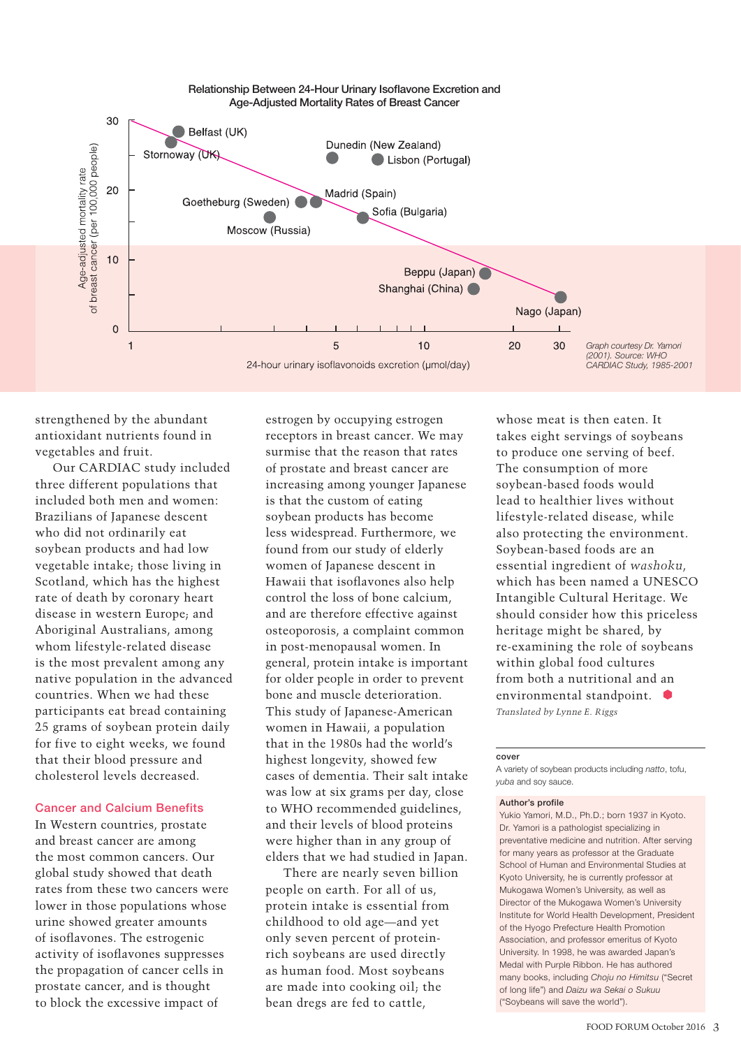Relationship Between 24-Hour Urinary Isoflavone Excretion and Age-Adjusted Mortality Rates of Breast Cancer

Graph courtesy Dr. Yamori (2001). Source: WHO CARDIAC Study, 1985-2001

strengthened by the abundant antioxidant nutrients found in vegetables and fruit.

Our CARDIAC study included three different populations that included both men and women: Brazilians of Japanese descent who did not ordinarily eat soybean products and had low vegetable intake; those living in Scotland, which has the highest rate of death by coronary heart disease in western Europe; and Aboriginal Australians, among whom lifestyle-related disease is the most prevalent among any native population in the advanced countries. When we had these participants eat bread containing 25 grams of soybean protein daily for five to eight weeks, we found that their blood pressure and cholesterol levels decreased.

## Cancer and Calcium Benefits

In Western countries, prostate and breast cancer are among the most common cancers. Our global study showed that death rates from these two cancers were lower in those populations whose urine showed greater amounts of isoflavones. The estrogenic activity of isoflavones suppresses the propagation of cancer cells in prostate cancer, and is thought to block the excessive impact of estrogen by occupying estrogen receptors in breast cancer. We may surmise that the reason that rates of prostate and breast cancer are increasing among younger Japanese is that the custom of eating soybean products has become less widespread. Furthermore, we found from our study of elderly women of Japanese descent in Hawaii that isoflavones also help control the loss of bone calcium, and are therefore effective against osteoporosis, a complaint common in post-menopausal women. In general, protein intake is important for older people in order to prevent bone and muscle deterioration. This study of Japanese-American women in Hawaii, a population that in the 1980s had the world's highest longevity, showed few cases of dementia. Their salt intake was low at six grams per day, close to WHO recommended guidelines, and their levels of blood proteins were higher than in any group of elders that we had studied in Japan.

There are nearly seven billion people on earth. For all of us, protein intake is essential from childhood to old age—and yet only seven percent of protein-rich soybeans are used directly as human food. Most soybeans are made into cooking oil; the bean dregs are fed to cattle, whose meat is then eaten. It takes eight servings of soybeans to produce one serving of beef. The consumption of more soybean-based foods would lead to healthier lives without lifestyle-related disease, while also protecting the environment. Soybean-based foods are an essential ingredient of *washoku*, which has been named a UNESCO Intangible Cultural Heritage. We should consider how this priceless heritage might be shared, by re-examining the role of soybeans within global food cultures from both a nutritional and an environmental standpoint.

*Translated by Lynne E. Riggs*

**cover**

A variety of soybean products including *natto*, tofu, *yuba* and soy sauce.

**Author's profile**

Yukio Yamori, M.D., Ph.D.; born 1937 in Kyoto. Dr. Yamori is a pathologist specializing in preventative medicine and nutrition. After serving for many years as professor at the Graduate School of Human and Environmental Studies at Kyoto University, he is currently professor at Mukogawa Women's University, as well as Director of the Mukogawa Women's University Institute for World Health Development, President of the Hyogo Prefecture Health Promotion Association, and professor emeritus of Kyoto University. In 1998, he was awarded Japan's Medal with Purple Ribbon. He has authored many books, including *Choju no Himitsu* ("Secret of long life") and *Daizu wa Sekai o Sukuu* ("Soybeans will save the world").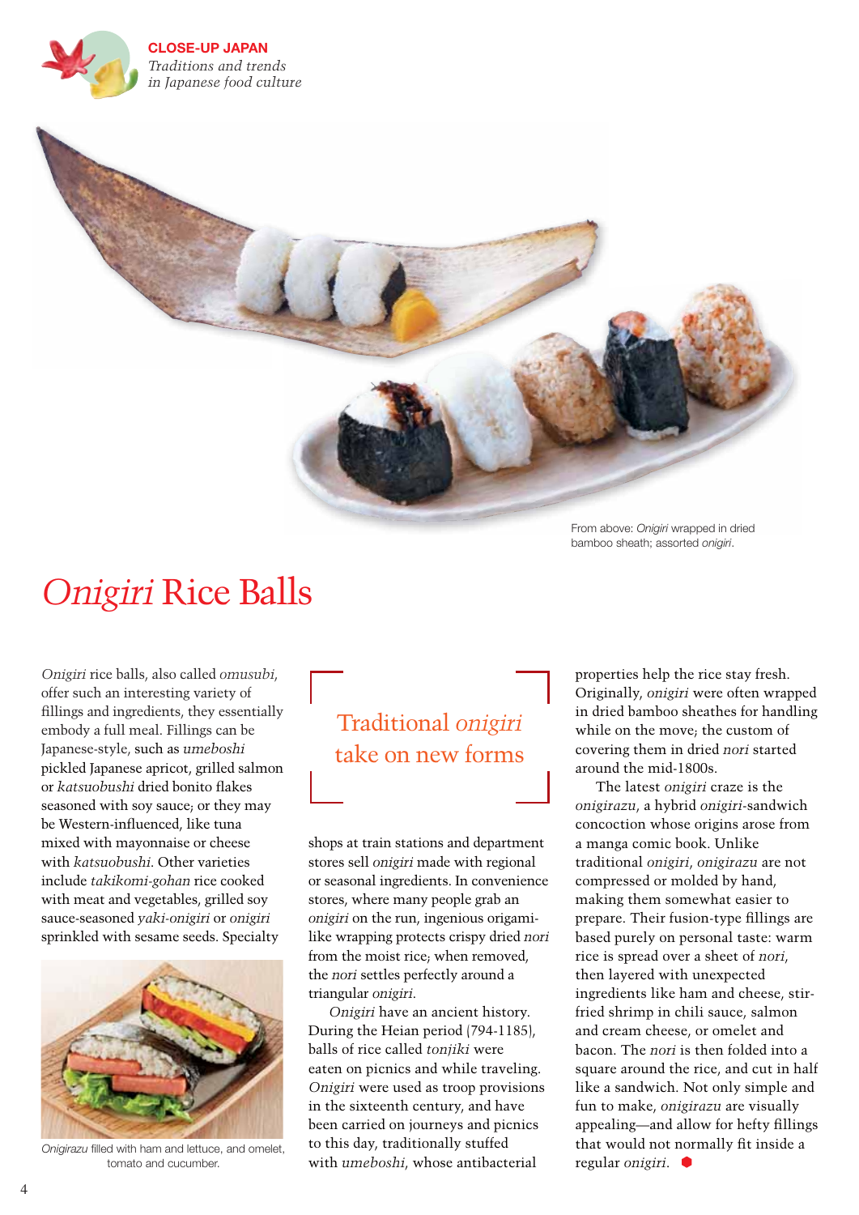CLOSE-UP JAPAN
*Traditions and trends in Japanese food culture*

From above: *Onigiri* wrapped in dried bamboo sheath; assorted *onigiri*.

# *Onigiri* Rice Balls

*Onigiri* rice balls, also called *omusubi*, offer such an interesting variety of fillings and ingredients, they essentially embody a full meal. Fillings can be Japanese-style, such as *umeboshi* pickled Japanese apricot, grilled salmon or *katsuobushi* dried bonito flakes seasoned with soy sauce; or they may be Western-influenced, like tuna mixed with mayonnaise or cheese with *katsuobushi*. Other varieties include *takikomi-gohan* rice cooked with meat and vegetables, grilled soy sauce-seasoned *yaki-onigiri* or *onigiri* sprinkled with sesame seeds. Specialty shops at train stations and department stores sell *onigiri* made with regional or seasonal ingredients. In convenience stores, where many people grab an *onigiri* on the run, ingenious origami-like wrapping protects crispy dried *nori* from the moist rice; when removed, the *nori* settles perfectly around a triangular *onigiri*.

Traditional *onigiri* take on new forms

*Onigiri* have an ancient history. During the Heian period (794-1185), balls of rice called *tonjiki* were eaten on picnics and while traveling. *Onigiri* were used as troop provisions in the sixteenth century, and have been carried on journeys and picnics to this day, traditionally stuffed with *umeboshi*, whose antibacterial properties help the rice stay fresh. Originally, *onigiri* were often wrapped in dried bamboo sheathes for handling while on the move; the custom of covering them in dried *nori* started around the mid-1800s.

The latest *onigiri* craze is the *onigirazu*, a hybrid *onigiri*-sandwich concoction whose origins arose from a manga comic book. Unlike traditional *onigiri*, *onigirazu* are not compressed or molded by hand, making them somewhat easier to prepare. Their fusion-type fillings are based purely on personal taste: warm rice is spread over a sheet of *nori*, then layered with unexpected ingredients like ham and cheese, stir-fried shrimp in chili sauce, salmon and cream cheese, or omelet and bacon. The *nori* is then folded into a square around the rice, and cut in half like a sandwich. Not only simple and fun to make, *onigirazu* are visually appealing—and allow for hefty fillings that would not normally fit inside a regular *onigiri*.

*Onigirazu* filled with ham and lettuce, and omelet, tomato and cucumber.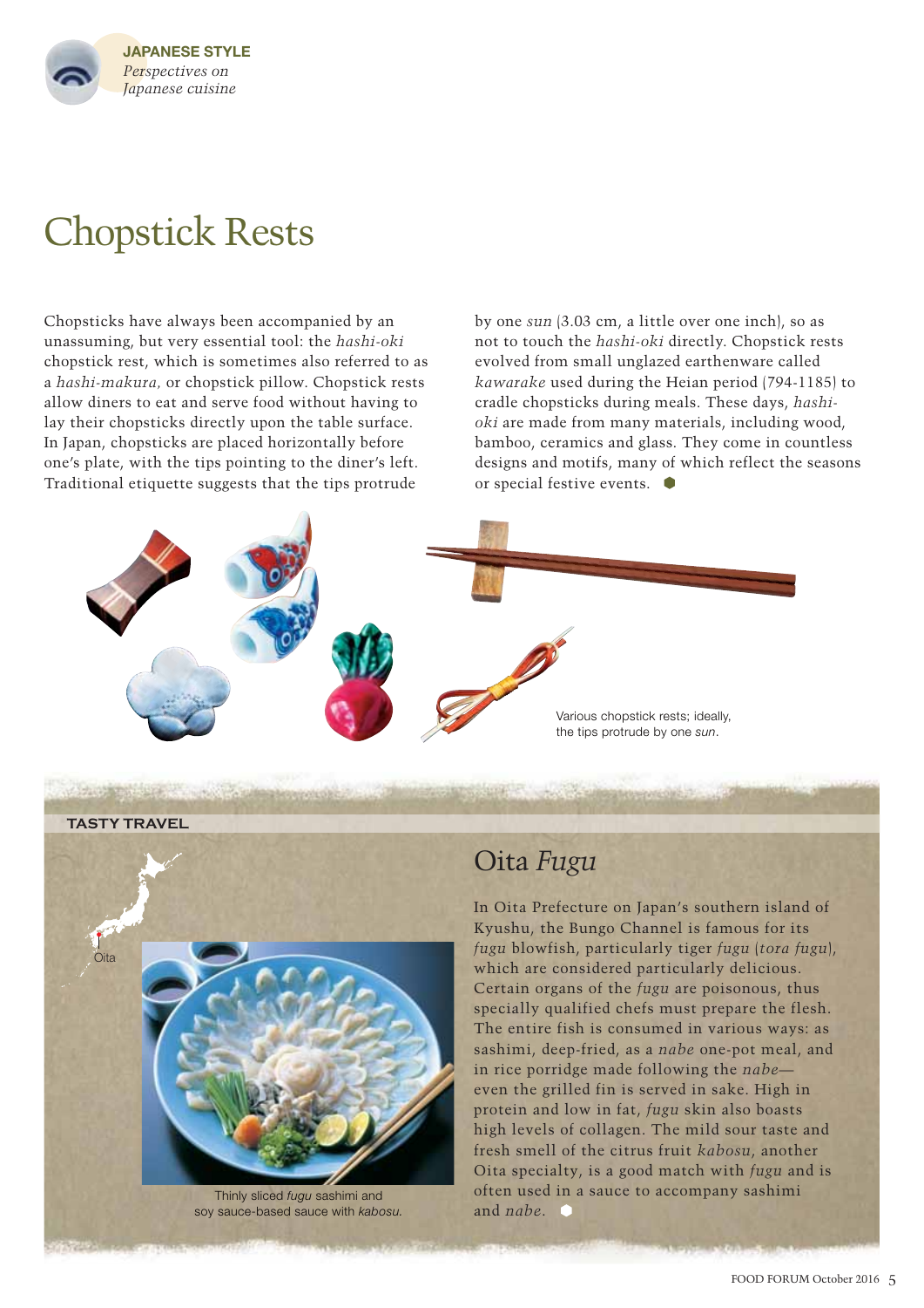JAPANESE STYLE
*Perspectives on Japanese cuisine*

# Chopstick Rests

Chopsticks have always been accompanied by an unassuming, but very essential tool: the *hashi-oki* chopstick rest, which is sometimes also referred to as a *hashi-makura,* or chopstick pillow. Chopstick rests allow diners to eat and serve food without having to lay their chopsticks directly upon the table surface. In Japan, chopsticks are placed horizontally before one's plate, with the tips pointing to the diner's left. Traditional etiquette suggests that the tips protrude by one *sun* (3.03 cm, a little over one inch), so as not to touch the *hashi-oki* directly. Chopstick rests evolved from small unglazed earthenware called *kawarake* used during the Heian period (794-1185) to cradle chopsticks during meals. These days, *hashi-oki* are made from many materials, including wood, bamboo, ceramics and glass. They come in countless designs and motifs, many of which reflect the seasons or special festive events.

Various chopstick rests; ideally, the tips protrude by one *sun*.

TASTY TRAVEL

## Oita *Fugu*

Oita

Thinly sliced *fugu* sashimi and soy sauce-based sauce with *kabosu*.

In Oita Prefecture on Japan's southern island of Kyushu, the Bungo Channel is famous for its *fugu* blowfish, particularly tiger *fugu* (*tora fugu*), which are considered particularly delicious. Certain organs of the *fugu* are poisonous, thus specially qualified chefs must prepare the flesh. The entire fish is consumed in various ways: as sashimi, deep-fried, as a *nabe* one-pot meal, and in rice porridge made following the *nabe*—even the grilled fin is served in sake. High in protein and low in fat, *fugu* skin also boasts high levels of collagen. The mild sour taste and fresh smell of the citrus fruit *kabosu*, another Oita specialty, is a good match with *fugu* and is often used in a sauce to accompany sashimi and *nabe*.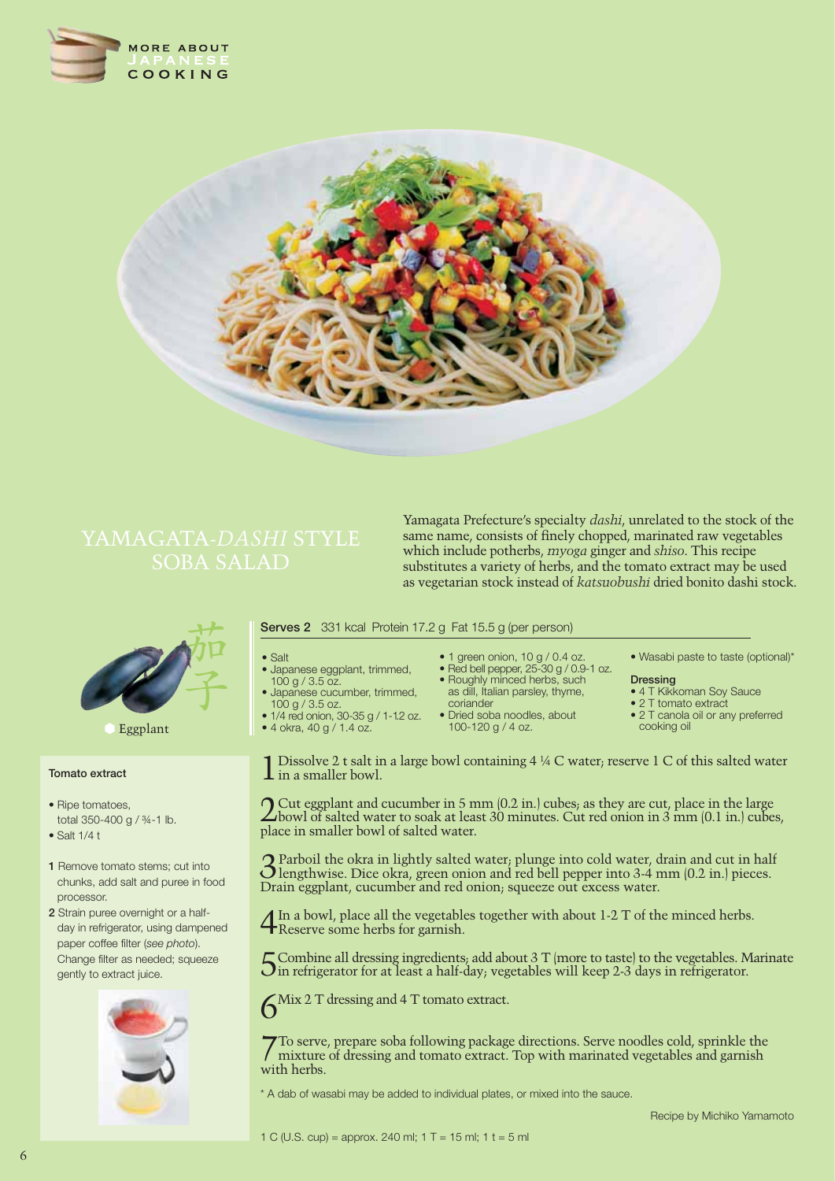# YAMAGATA-*DASHI* STYLE SOBA SALAD

Yamagata Prefecture's specialty *dashi*, unrelated to the stock of the same name, consists of finely chopped, marinated raw vegetables which include potherbs, *myoga* ginger and *shiso*. This recipe substitutes a variety of herbs, and the tomato extract may be used as vegetarian stock instead of *katsuobushi* dried bonito dashi stock.

茄子

Eggplant

**Serves 2** 331 kcal Protein 17.2 g Fat 15.5 g (per person)

- Salt
- Japanese eggplant, trimmed, 100 g / 3.5 oz.
- Japanese cucumber, trimmed, 100 g / 3.5 oz.
- 1/4 red onion, 30-35 g / 1-1.2 oz.
- 4 okra, 40 g / 1.4 oz.
- 1 green onion, 10 g / 0.4 oz.
- Red bell pepper, 25-30 g / 0.9-1 oz.
- Roughly minced herbs, such as dill, Italian parsley, thyme, coriander
- Dried soba noodles, about 100-120 g / 4 oz.
- Wasabi paste to taste (optional)*

**Dressing**

- 4 T Kikkoman Soy Sauce
- 2 T tomato extract
- 2 T canola oil or any preferred cooking oil

1 Dissolve 2 t salt in a large bowl containing 4 ¼ C water; reserve 1 C of this salted water in a smaller bowl.

2 Cut eggplant and cucumber in 5 mm (0.2 in.) cubes; as they are cut, place in the large bowl of salted water to soak at least 30 minutes. Cut red onion in 3 mm (0.1 in.) cubes, place in smaller bowl of salted water.

3 Parboil the okra in lightly salted water; plunge into cold water, drain and cut in half lengthwise. Dice okra, green onion and red bell pepper into 3-4 mm (0.2 in.) pieces. Drain eggplant, cucumber and red onion; squeeze out excess water.

4 In a bowl, place all the vegetables together with about 1-2 T of the minced herbs. Reserve some herbs for garnish.

5 Combine all dressing ingredients; add about 3 T (more to taste) to the vegetables. Marinate in refrigerator for at least a half-day; vegetables will keep 2-3 days in refrigerator.

6 Mix 2 T dressing and 4 T tomato extract.

7 To serve, prepare soba following package directions. Serve noodles cold, sprinkle the mixture of dressing and tomato extract. Top with marinated vegetables and garnish with herbs.

\* A dab of wasabi may be added to individual plates, or mixed into the sauce.

Recipe by Michiko Yamamoto

1 C (U.S. cup) = approx. 240 ml; 1 T = 15 ml; 1 t = 5 ml

### Tomato extract

- Ripe tomatoes, total 350-400 g / ¾-1 lb.
- Salt 1/4 t

1. Remove tomato stems; cut into chunks, add salt and puree in food processor.
2. Strain puree overnight or a half-day in refrigerator, using dampened paper coffee filter (*see photo*). Change filter as needed; squeeze gently to extract juice.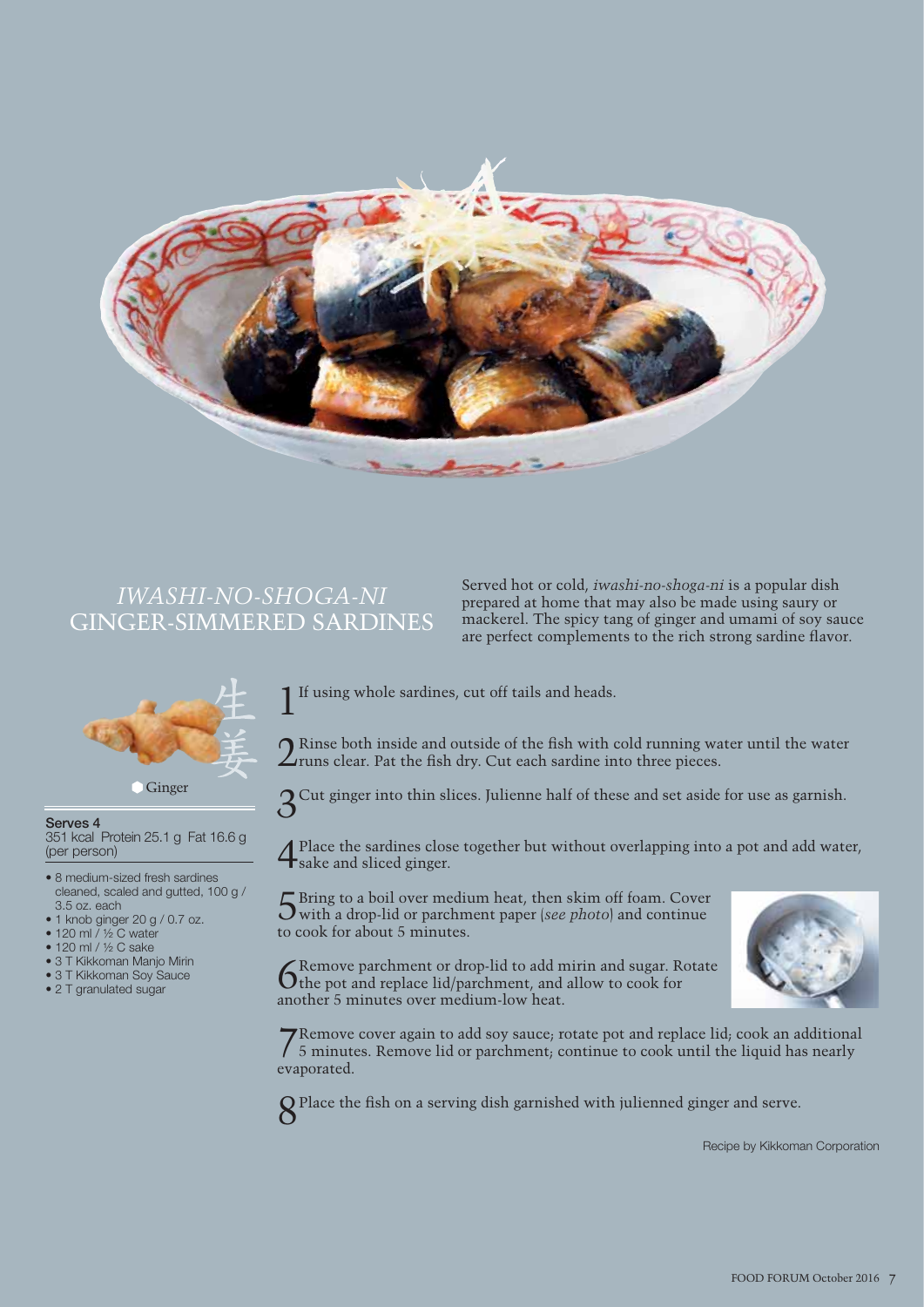# *IWASHI-NO-SHOGA-NI*
# GINGER-SIMMERED SARDINES

Served hot or cold, *iwashi-no-shoga-ni* is a popular dish prepared at home that may also be made using saury or mackerel. The spicy tang of ginger and umami of soy sauce are perfect complements to the rich strong sardine flavor.

生姜

Ginger

**Serves 4**
351 kcal Protein 25.1 g Fat 16.6 g (per person)

- 8 medium-sized fresh sardines cleaned, scaled and gutted, 100 g / 3.5 oz. each
- 1 knob ginger 20 g / 0.7 oz.
- 120 ml / ½ C water
- 120 ml / ½ C sake
- 3 T Kikkoman Manjo Mirin
- 3 T Kikkoman Soy Sauce
- 2 T granulated sugar

1. If using whole sardines, cut off tails and heads.

2. Rinse both inside and outside of the fish with cold running water until the water runs clear. Pat the fish dry. Cut each sardine into three pieces.

3. Cut ginger into thin slices. Julienne half of these and set aside for use as garnish.

4. Place the sardines close together but without overlapping into a pot and add water, sake and sliced ginger.

5. Bring to a boil over medium heat, then skim off foam. Cover with a drop-lid or parchment paper (*see photo*) and continue to cook for about 5 minutes.

6. Remove parchment or drop-lid to add mirin and sugar. Rotate the pot and replace lid/parchment, and allow to cook for another 5 minutes over medium-low heat.

7. Remove cover again to add soy sauce; rotate pot and replace lid; cook an additional 5 minutes. Remove lid or parchment; continue to cook until the liquid has nearly evaporated.

8. Place the fish on a serving dish garnished with julienned ginger and serve.

Recipe by Kikkoman Corporation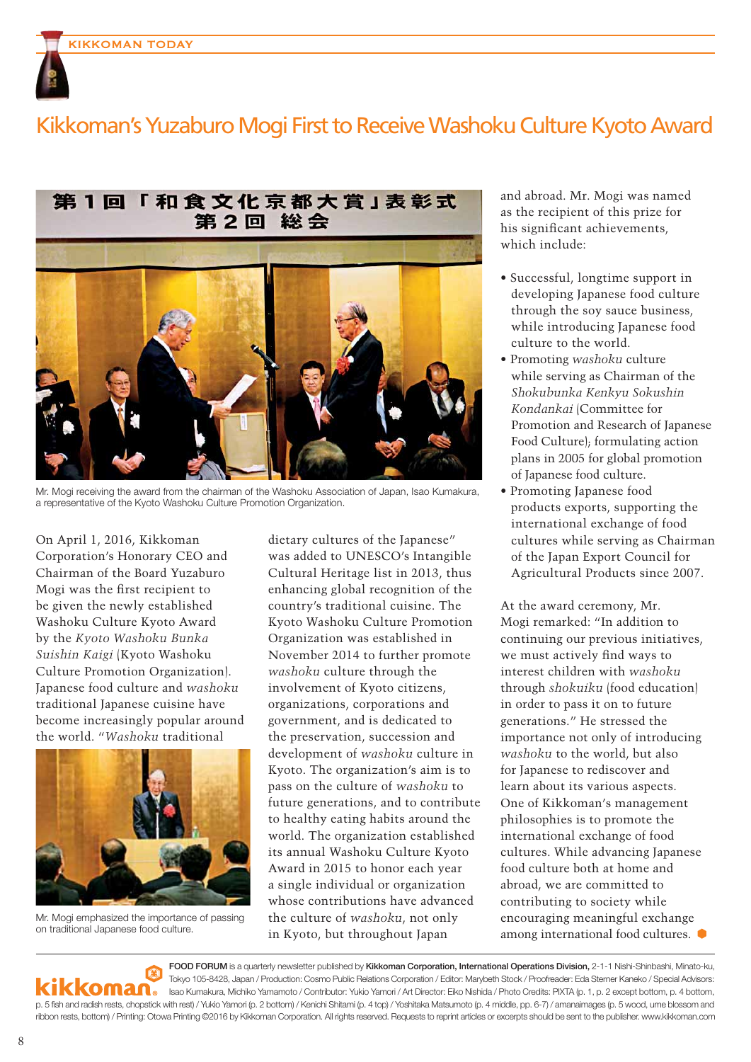# Kikkoman's Yuzaburo Mogi First to Receive Washoku Culture Kyoto Award

Mr. Mogi receiving the award from the chairman of the Washoku Association of Japan, Isao Kumakura, a representative of the Kyoto Washoku Culture Promotion Organization.

On April 1, 2016, Kikkoman Corporation's Honorary CEO and Chairman of the Board Yuzaburo Mogi was the first recipient to be given the newly established Washoku Culture Kyoto Award by the *Kyoto Washoku Bunka Suishin Kaigi* (Kyoto Washoku Culture Promotion Organization). Japanese food culture and *washoku* traditional Japanese cuisine have become increasingly popular around the world. "*Washoku* traditional dietary cultures of the Japanese" was added to UNESCO's Intangible Cultural Heritage list in 2013, thus enhancing global recognition of the country's traditional cuisine. The Kyoto Washoku Culture Promotion Organization was established in November 2014 to further promote *washoku* culture through the involvement of Kyoto citizens, organizations, corporations and government, and is dedicated to the preservation, succession and development of *washoku* culture in Kyoto. The organization's aim is to pass on the culture of *washoku* to future generations, and to contribute to healthy eating habits around the world. The organization established its annual Washoku Culture Kyoto Award in 2015 to honor each year a single individual or organization whose contributions have advanced the culture of *washoku*, not only in Kyoto, but throughout Japan and abroad. Mr. Mogi was named as the recipient of this prize for his significant achievements, which include:

Mr. Mogi emphasized the importance of passing on traditional Japanese food culture.

- Successful, longtime support in developing Japanese food culture through the soy sauce business, while introducing Japanese food culture to the world.
- Promoting *washoku* culture while serving as Chairman of the *Shokubunka Kenkyu Sokushin Kondankai* (Committee for Promotion and Research of Japanese Food Culture); formulating action plans in 2005 for global promotion of Japanese food culture.
- Promoting Japanese food products exports, supporting the international exchange of food cultures while serving as Chairman of the Japan Export Council for Agricultural Products since 2007.

At the award ceremony, Mr. Mogi remarked: "In addition to continuing our previous initiatives, we must actively find ways to interest children with *washoku* through *shokuiku* (food education) in order to pass it on to future generations." He stressed the importance not only of introducing *washoku* to the world, but also for Japanese to rediscover and learn about its various aspects. One of Kikkoman's management philosophies is to promote the international exchange of food cultures. While advancing Japanese food culture both at home and abroad, we are committed to contributing to society while encouraging meaningful exchange among international food cultures.

**FOOD FORUM** is a quarterly newsletter published by **Kikkoman Corporation, International Operations Division,** 2-1-1 Nishi-Shinbashi, Minato-ku, Tokyo 105-8428, Japan / Production: Cosmo Public Relations Corporation / Editor: Marybeth Stock / Proofreader: Eda Sterner Kaneko / Special Advisors: Isao Kumakura, Michiko Yamamoto / Contributor: Yukio Yamori / Art Director: Eiko Nishida / Photo Credits: PIXTA (p. 1, p. 2 except bottom, p. 4 bottom, p. 5 fish and radish rests, chopstick with rest) / Yukio Yamori (p. 2 bottom) / Kenichi Shitami (p. 4 top) / Yoshitaka Matsumoto (p. 4 middle, pp. 6-7) / amanaimages (p. 5 wood, ume blossom and ribbon rests, bottom) / Printing: Otowa Printing ©2016 by Kikkoman Corporation. All rights reserved. Requests to reprint articles or excerpts should be sent to the publisher. www.kikkoman.com